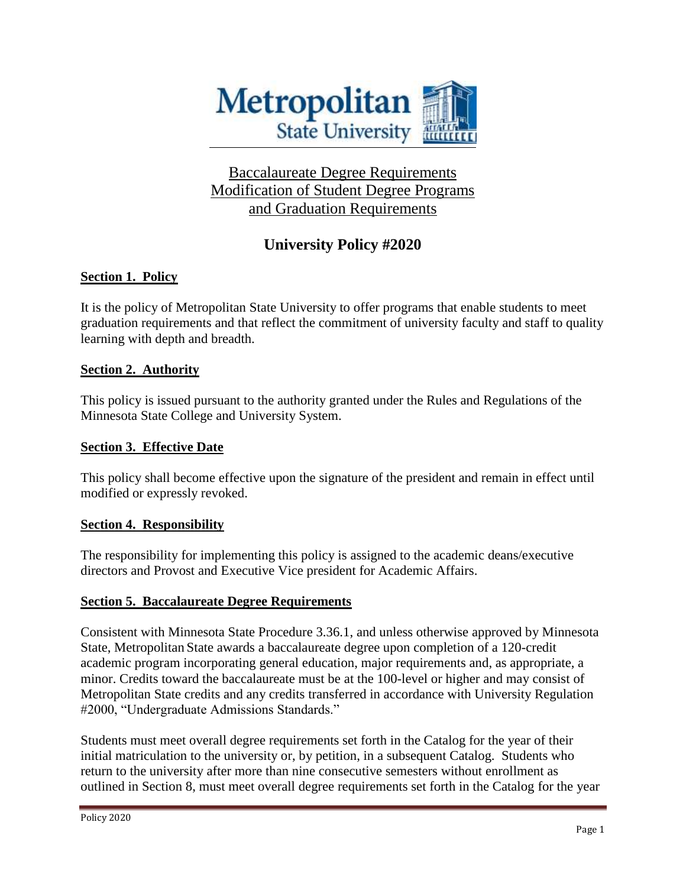Metropolitan State University

# Baccalaureate Degree Requirements Modification of Student Degree Programs and Graduation Requirements

## University Policy #2020

### Section 1. Policy

It is the policy of Metropolitan State University to offer programs that enable students to meet graduation requirements and that reflect the commitment of university faculty and staff to quality learning with depth and breadth.

### Section 2. Authority

This policy is issued pursuant to the authority granted under the Rules and Regulations of the Minnesota State College and University System.

### Section 3. Effective Date

This policy shall become effective upon the signature of the president and remain in effect until modified or expressly revoked.

### Section 4. Responsibility

The responsibility for implementing this policy is assigned to the academic deans/executive directors and Provost and Executive Vice president for Academic Affairs.

### Section 5. Baccalaureate Degree Requirements

Consistent with Minnesota State Procedure 3.36.1, and unless otherwise approved by Minnesota State, Metropolitan State awards a baccalaureate degree upon completion of a 120-credit academic program incorporating general education, major requirements and, as appropriate, a minor. Credits toward the baccalaureate must be at the 100-level or higher and may consist of Metropolitan State credits and any credits transferred in accordance with University Regulation #2000, "Undergraduate Admissions Standards."

Students must meet overall degree requirements set forth in the Catalog for the year of their initial matriculation to the university or, by petition, in a subsequent Catalog. Students who return to the university after more than nine consecutive semesters without enrollment as outlined in Section 8, must meet overall degree requirements set forth in the Catalog for the year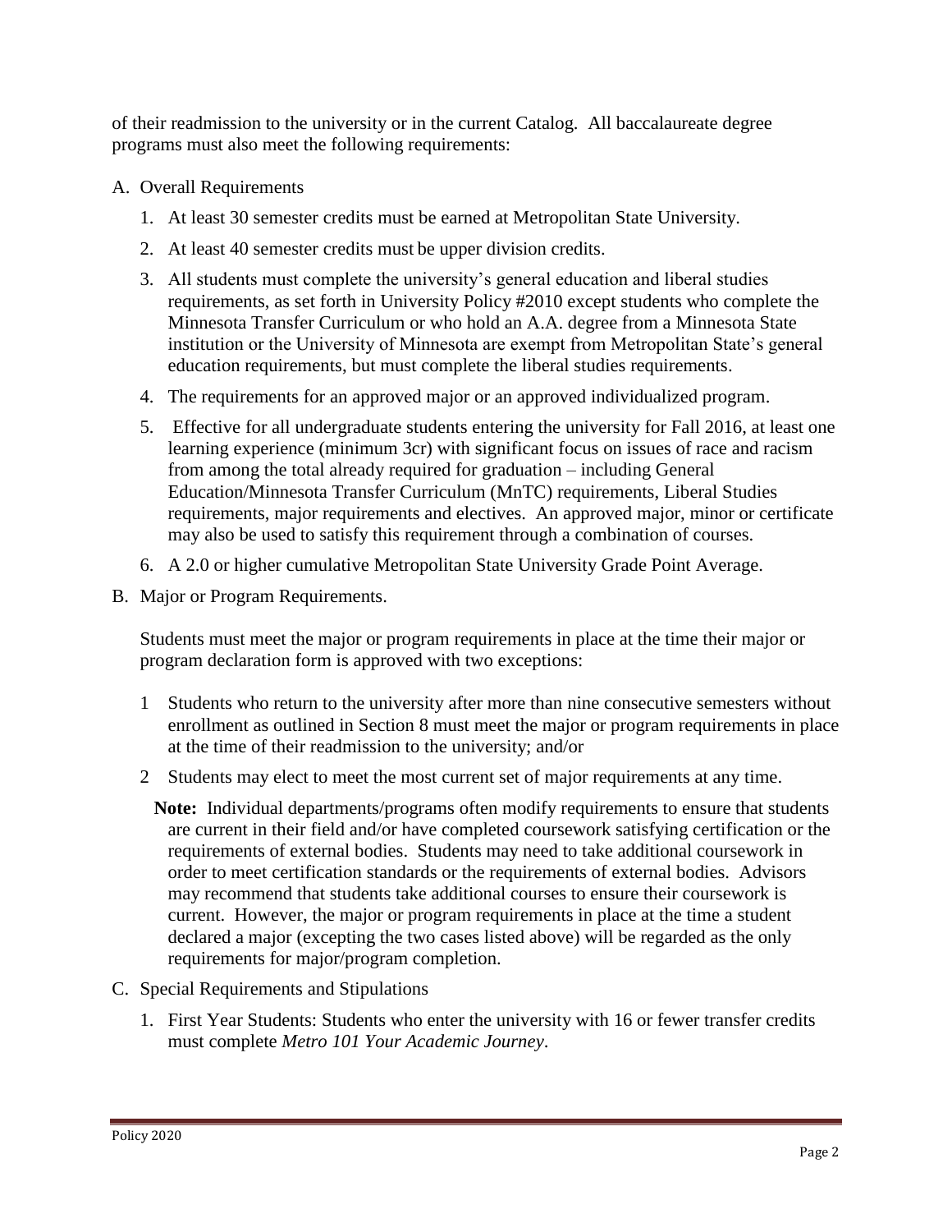of their readmission to the university or in the current Catalog. All baccalaureate degree programs must also meet the following requirements:

A. Overall Requirements

   1. At least 30 semester credits must be earned at Metropolitan State University.
   2. At least 40 semester credits must be upper division credits.
   3. All students must complete the university's general education and liberal studies requirements, as set forth in University Policy #2010 except students who complete the Minnesota Transfer Curriculum or who hold an A.A. degree from a Minnesota State institution or the University of Minnesota are exempt from Metropolitan State's general education requirements, but must complete the liberal studies requirements.
   4. The requirements for an approved major or an approved individualized program.
   5. Effective for all undergraduate students entering the university for Fall 2016, at least one learning experience (minimum 3cr) with significant focus on issues of race and racism from among the total already required for graduation – including General Education/Minnesota Transfer Curriculum (MnTC) requirements, Liberal Studies requirements, major requirements and electives. An approved major, minor or certificate may also be used to satisfy this requirement through a combination of courses.
   6. A 2.0 or higher cumulative Metropolitan State University Grade Point Average.

B. Major or Program Requirements.

   Students must meet the major or program requirements in place at the time their major or program declaration form is approved with two exceptions:

   1 Students who return to the university after more than nine consecutive semesters without enrollment as outlined in Section 8 must meet the major or program requirements in place at the time of their readmission to the university; and/or

   2 Students may elect to meet the most current set of major requirements at any time.

   **Note:** Individual departments/programs often modify requirements to ensure that students are current in their field and/or have completed coursework satisfying certification or the requirements of external bodies. Students may need to take additional coursework in order to meet certification standards or the requirements of external bodies. Advisors may recommend that students take additional courses to ensure their coursework is current. However, the major or program requirements in place at the time a student declared a major (excepting the two cases listed above) will be regarded as the only requirements for major/program completion.

C. Special Requirements and Stipulations

   1. First Year Students: Students who enter the university with 16 or fewer transfer credits must complete *Metro 101 Your Academic Journey*.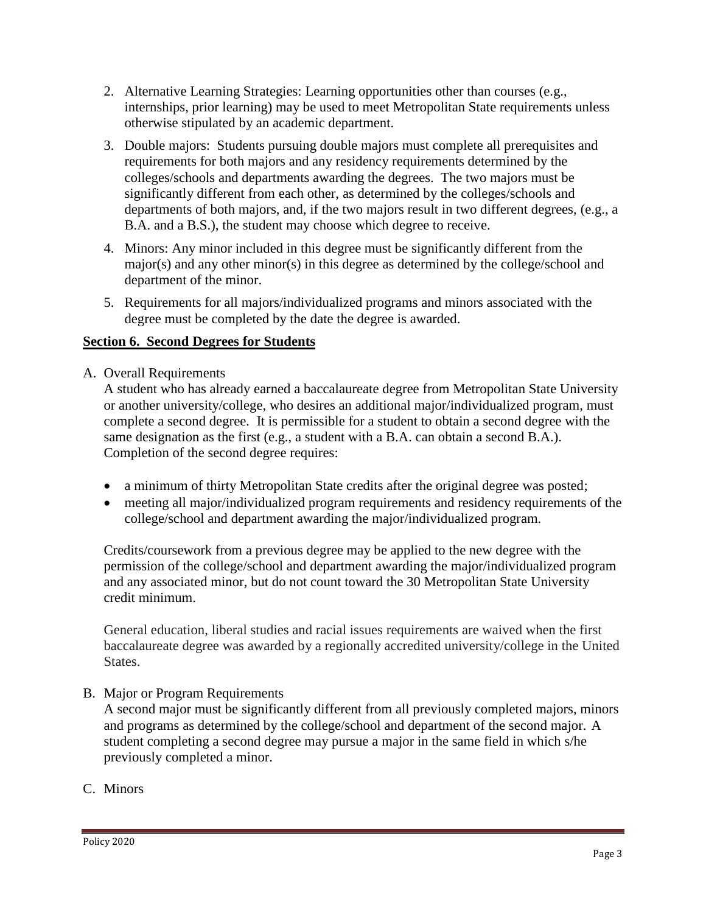2. Alternative Learning Strategies: Learning opportunities other than courses (e.g., internships, prior learning) may be used to meet Metropolitan State requirements unless otherwise stipulated by an academic department.
3. Double majors: Students pursuing double majors must complete all prerequisites and requirements for both majors and any residency requirements determined by the colleges/schools and departments awarding the degrees. The two majors must be significantly different from each other, as determined by the colleges/schools and departments of both majors, and, if the two majors result in two different degrees, (e.g., a B.A. and a B.S.), the student may choose which degree to receive.
4. Minors: Any minor included in this degree must be significantly different from the major(s) and any other minor(s) in this degree as determined by the college/school and department of the minor.
5. Requirements for all majors/individualized programs and minors associated with the degree must be completed by the date the degree is awarded.

## Section 6. Second Degrees for Students

A. Overall Requirements

A student who has already earned a baccalaureate degree from Metropolitan State University or another university/college, who desires an additional major/individualized program, must complete a second degree. It is permissible for a student to obtain a second degree with the same designation as the first (e.g., a student with a B.A. can obtain a second B.A.). Completion of the second degree requires:

- a minimum of thirty Metropolitan State credits after the original degree was posted;
- meeting all major/individualized program requirements and residency requirements of the college/school and department awarding the major/individualized program.

Credits/coursework from a previous degree may be applied to the new degree with the permission of the college/school and department awarding the major/individualized program and any associated minor, but do not count toward the 30 Metropolitan State University credit minimum.

General education, liberal studies and racial issues requirements are waived when the first baccalaureate degree was awarded by a regionally accredited university/college in the United States.

B. Major or Program Requirements

A second major must be significantly different from all previously completed majors, minors and programs as determined by the college/school and department of the second major. A student completing a second degree may pursue a major in the same field in which s/he previously completed a minor.

C. Minors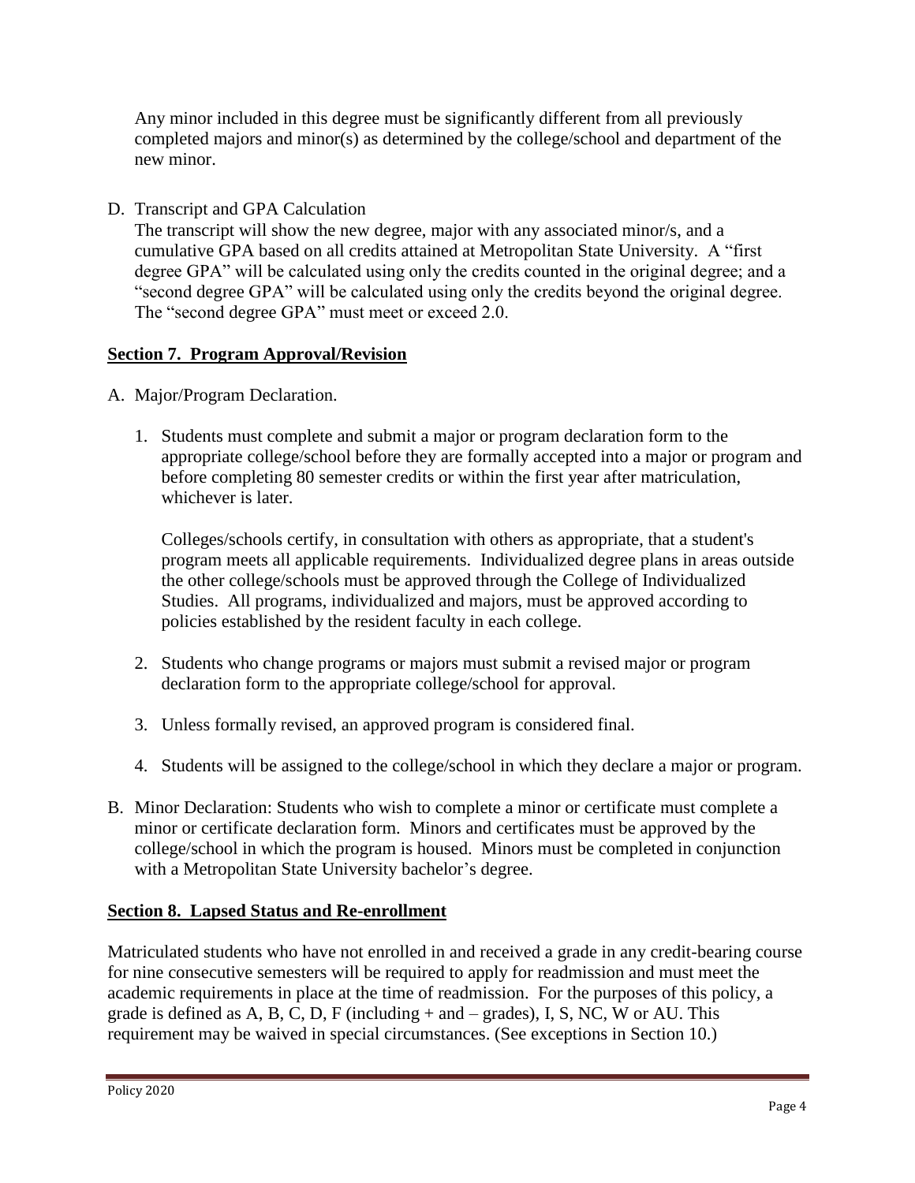Any minor included in this degree must be significantly different from all previously completed majors and minor(s) as determined by the college/school and department of the new minor.

D. Transcript and GPA Calculation

The transcript will show the new degree, major with any associated minor/s, and a cumulative GPA based on all credits attained at Metropolitan State University. A "first degree GPA" will be calculated using only the credits counted in the original degree; and a "second degree GPA" will be calculated using only the credits beyond the original degree. The "second degree GPA" must meet or exceed 2.0.

## **Section 7. Program Approval/Revision**

A. Major/Program Declaration.

1. Students must complete and submit a major or program declaration form to the appropriate college/school before they are formally accepted into a major or program and before completing 80 semester credits or within the first year after matriculation, whichever is later.

   Colleges/schools certify, in consultation with others as appropriate, that a student's program meets all applicable requirements. Individualized degree plans in areas outside the other college/schools must be approved through the College of Individualized Studies. All programs, individualized and majors, must be approved according to policies established by the resident faculty in each college.

2. Students who change programs or majors must submit a revised major or program declaration form to the appropriate college/school for approval.

3. Unless formally revised, an approved program is considered final.

4. Students will be assigned to the college/school in which they declare a major or program.

B. Minor Declaration: Students who wish to complete a minor or certificate must complete a minor or certificate declaration form. Minors and certificates must be approved by the college/school in which the program is housed. Minors must be completed in conjunction with a Metropolitan State University bachelor's degree.

## **Section 8. Lapsed Status and Re-enrollment**

Matriculated students who have not enrolled in and received a grade in any credit-bearing course for nine consecutive semesters will be required to apply for readmission and must meet the academic requirements in place at the time of readmission. For the purposes of this policy, a grade is defined as A, B, C, D, F (including + and – grades), I, S, NC, W or AU. This requirement may be waived in special circumstances. (See exceptions in Section 10.)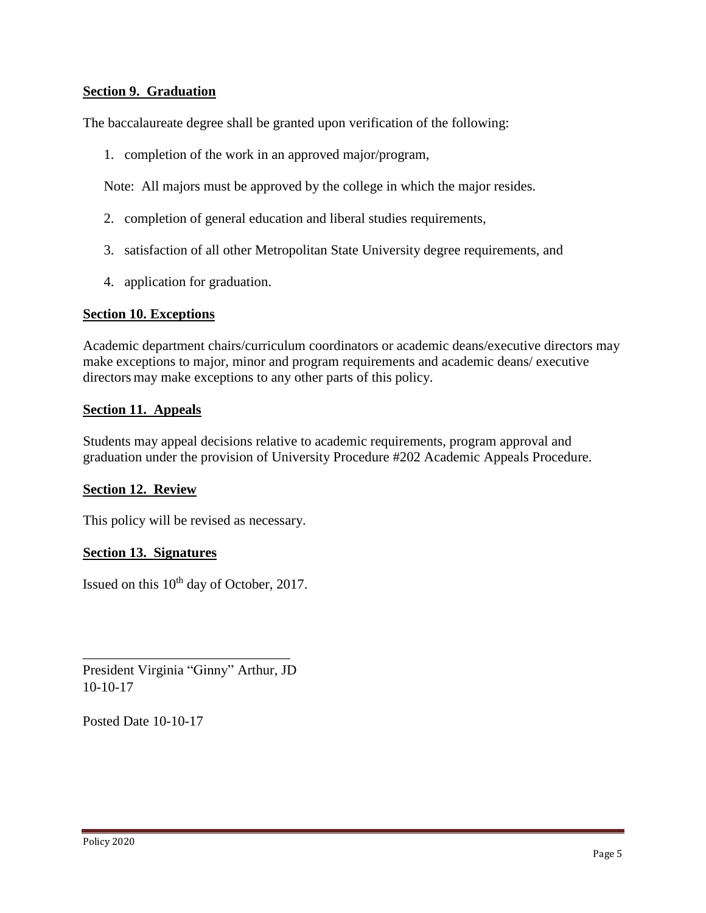## Section 9. Graduation

The baccalaureate degree shall be granted upon verification of the following:

1. completion of the work in an approved major/program,

   Note: All majors must be approved by the college in which the major resides.

2. completion of general education and liberal studies requirements,
3. satisfaction of all other Metropolitan State University degree requirements, and
4. application for graduation.

## Section 10. Exceptions

Academic department chairs/curriculum coordinators or academic deans/executive directors may make exceptions to major, minor and program requirements and academic deans/ executive directors may make exceptions to any other parts of this policy.

## Section 11. Appeals

Students may appeal decisions relative to academic requirements, program approval and graduation under the provision of University Procedure #202 Academic Appeals Procedure.

## Section 12. Review

This policy will be revised as necessary.

## Section 13. Signatures

Issued on this 10th day of October, 2017.

______________________________
President Virginia "Ginny" Arthur, JD
10-10-17

Posted Date 10-10-17